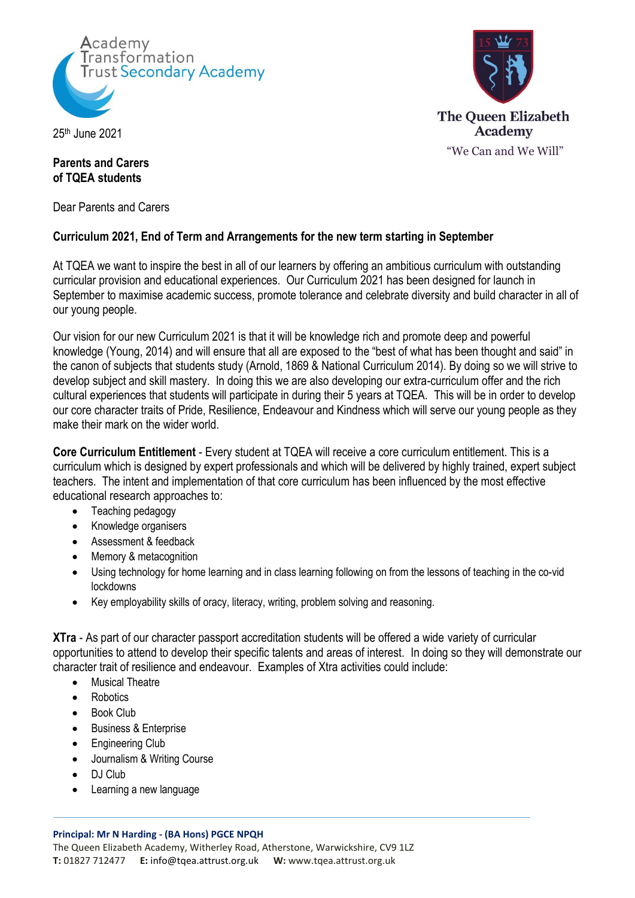Academy Transformation Trust Secondary Academy

The Queen Elizabeth Academy
"We Can and We Will"

25th June 2021

**Parents and Carers**
**of TQEA students**

Dear Parents and Carers

**Curriculum 2021, End of Term and Arrangements for the new term starting in September**

At TQEA we want to inspire the best in all of our learners by offering an ambitious curriculum with outstanding curricular provision and educational experiences. Our Curriculum 2021 has been designed for launch in September to maximise academic success, promote tolerance and celebrate diversity and build character in all of our young people.

Our vision for our new Curriculum 2021 is that it will be knowledge rich and promote deep and powerful knowledge (Young, 2014) and will ensure that all are exposed to the "best of what has been thought and said" in the canon of subjects that students study (Arnold, 1869 & National Curriculum 2014). By doing so we will strive to develop subject and skill mastery. In doing this we are also developing our extra-curriculum offer and the rich cultural experiences that students will participate in during their 5 years at TQEA. This will be in order to develop our core character traits of Pride, Resilience, Endeavour and Kindness which will serve our young people as they make their mark on the wider world.

**Core Curriculum Entitlement** - Every student at TQEA will receive a core curriculum entitlement. This is a curriculum which is designed by expert professionals and which will be delivered by highly trained, expert subject teachers. The intent and implementation of that core curriculum has been influenced by the most effective educational research approaches to:

- Teaching pedagogy
- Knowledge organisers
- Assessment & feedback
- Memory & metacognition
- Using technology for home learning and in class learning following on from the lessons of teaching in the co-vid lockdowns
- Key employability skills of oracy, literacy, writing, problem solving and reasoning.

**XTra** - As part of our character passport accreditation students will be offered a wide variety of curricular opportunities to attend to develop their specific talents and areas of interest. In doing so they will demonstrate our character trait of resilience and endeavour. Examples of Xtra activities could include:

- Musical Theatre
- Robotics
- Book Club
- Business & Enterprise
- Engineering Club
- Journalism & Writing Course
- DJ Club
- Learning a new language

**Principal: Mr N Harding - (BA Hons) PGCE NPQH**
The Queen Elizabeth Academy, Witherley Road, Atherstone, Warwickshire, CV9 1LZ
**T:** 01827 712477 **E:** info@tqea.attrust.org.uk **W:** www.tqea.attrust.org.uk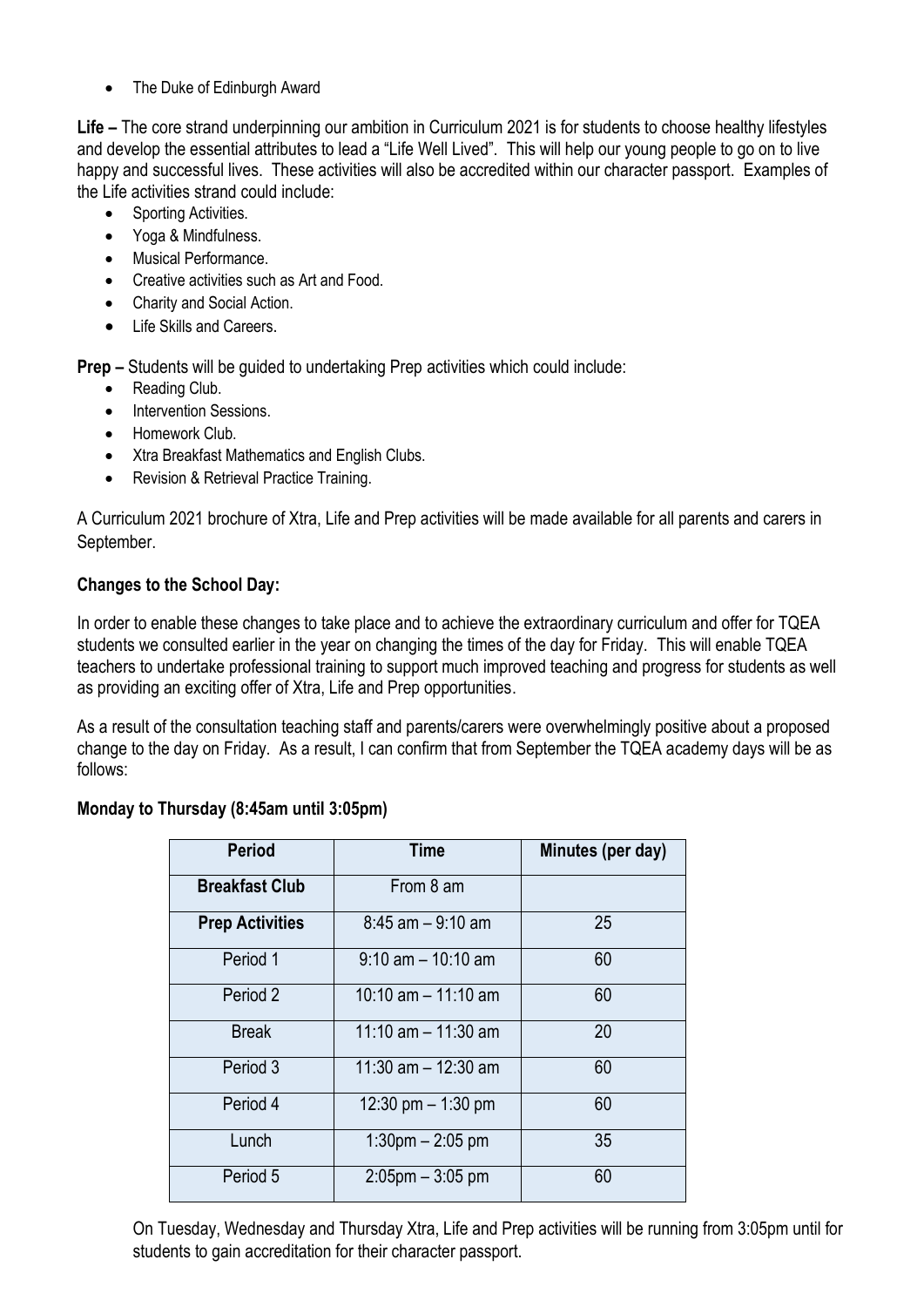- The Duke of Edinburgh Award

**Life –** The core strand underpinning our ambition in Curriculum 2021 is for students to choose healthy lifestyles and develop the essential attributes to lead a "Life Well Lived". This will help our young people to go on to live happy and successful lives. These activities will also be accredited within our character passport. Examples of the Life activities strand could include:

- Sporting Activities.
- Yoga & Mindfulness.
- Musical Performance.
- Creative activities such as Art and Food.
- Charity and Social Action.
- Life Skills and Careers.

**Prep –** Students will be guided to undertaking Prep activities which could include:

- Reading Club.
- Intervention Sessions.
- Homework Club.
- Xtra Breakfast Mathematics and English Clubs.
- Revision & Retrieval Practice Training.

A Curriculum 2021 brochure of Xtra, Life and Prep activities will be made available for all parents and carers in September.

**Changes to the School Day:**

In order to enable these changes to take place and to achieve the extraordinary curriculum and offer for TQEA students we consulted earlier in the year on changing the times of the day for Friday. This will enable TQEA teachers to undertake professional training to support much improved teaching and progress for students as well as providing an exciting offer of Xtra, Life and Prep opportunities.

As a result of the consultation teaching staff and parents/carers were overwhelmingly positive about a proposed change to the day on Friday. As a result, I can confirm that from September the TQEA academy days will be as follows:

**Monday to Thursday (8:45am until 3:05pm)**

| Period | Time | Minutes (per day) |
|---|---|---|
| **Breakfast Club** | From 8 am | |
| **Prep Activities** | 8:45 am – 9:10 am | 25 |
| Period 1 | 9:10 am – 10:10 am | 60 |
| Period 2 | 10:10 am – 11:10 am | 60 |
| Break | 11:10 am – 11:30 am | 20 |
| Period 3 | 11:30 am – 12:30 am | 60 |
| Period 4 | 12:30 pm – 1:30 pm | 60 |
| Lunch | 1:30pm – 2:05 pm | 35 |
| Period 5 | 2:05pm – 3:05 pm | 60 |

On Tuesday, Wednesday and Thursday Xtra, Life and Prep activities will be running from 3:05pm until for students to gain accreditation for their character passport.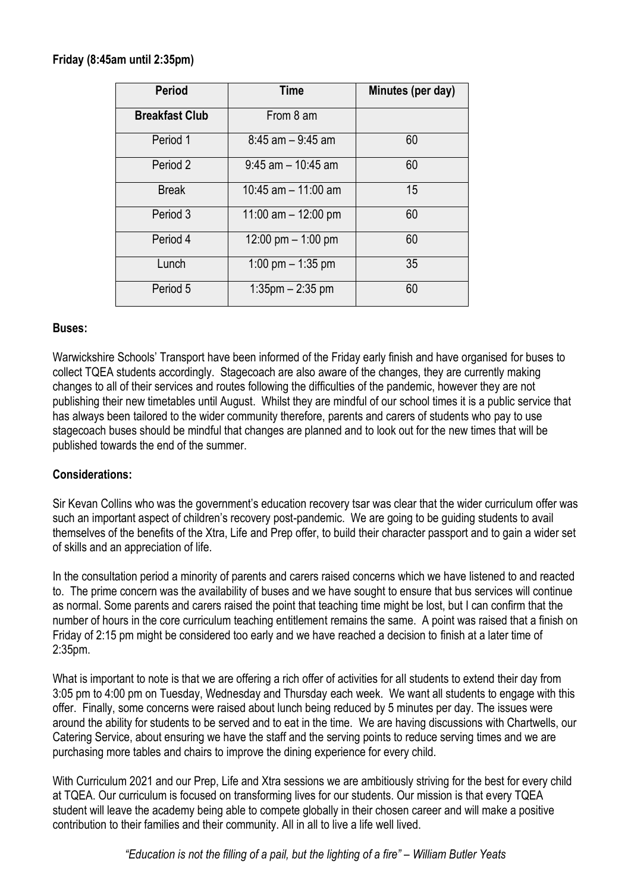**Friday (8:45am until 2:35pm)**

| Period | Time | Minutes (per day) |
|---|---|---|
| **Breakfast Club** | From 8 am | |
| Period 1 | 8:45 am – 9:45 am | 60 |
| Period 2 | 9:45 am – 10:45 am | 60 |
| Break | 10:45 am – 11:00 am | 15 |
| Period 3 | 11:00 am – 12:00 pm | 60 |
| Period 4 | 12:00 pm – 1:00 pm | 60 |
| Lunch | 1:00 pm – 1:35 pm | 35 |
| Period 5 | 1:35pm – 2:35 pm | 60 |

**Buses:**

Warwickshire Schools' Transport have been informed of the Friday early finish and have organised for buses to collect TQEA students accordingly. Stagecoach are also aware of the changes, they are currently making changes to all of their services and routes following the difficulties of the pandemic, however they are not publishing their new timetables until August. Whilst they are mindful of our school times it is a public service that has always been tailored to the wider community therefore, parents and carers of students who pay to use stagecoach buses should be mindful that changes are planned and to look out for the new times that will be published towards the end of the summer.

**Considerations:**

Sir Kevan Collins who was the government's education recovery tsar was clear that the wider curriculum offer was such an important aspect of children's recovery post-pandemic. We are going to be guiding students to avail themselves of the benefits of the Xtra, Life and Prep offer, to build their character passport and to gain a wider set of skills and an appreciation of life.

In the consultation period a minority of parents and carers raised concerns which we have listened to and reacted to. The prime concern was the availability of buses and we have sought to ensure that bus services will continue as normal. Some parents and carers raised the point that teaching time might be lost, but I can confirm that the number of hours in the core curriculum teaching entitlement remains the same. A point was raised that a finish on Friday of 2:15 pm might be considered too early and we have reached a decision to finish at a later time of 2:35pm.

What is important to note is that we are offering a rich offer of activities for all students to extend their day from 3:05 pm to 4:00 pm on Tuesday, Wednesday and Thursday each week. We want all students to engage with this offer. Finally, some concerns were raised about lunch being reduced by 5 minutes per day. The issues were around the ability for students to be served and to eat in the time. We are having discussions with Chartwells, our Catering Service, about ensuring we have the staff and the serving points to reduce serving times and we are purchasing more tables and chairs to improve the dining experience for every child.

With Curriculum 2021 and our Prep, Life and Xtra sessions we are ambitiously striving for the best for every child at TQEA. Our curriculum is focused on transforming lives for our students. Our mission is that every TQEA student will leave the academy being able to compete globally in their chosen career and will make a positive contribution to their families and their community. All in all to live a life well lived.

*"Education is not the filling of a pail, but the lighting of a fire" – William Butler Yeats*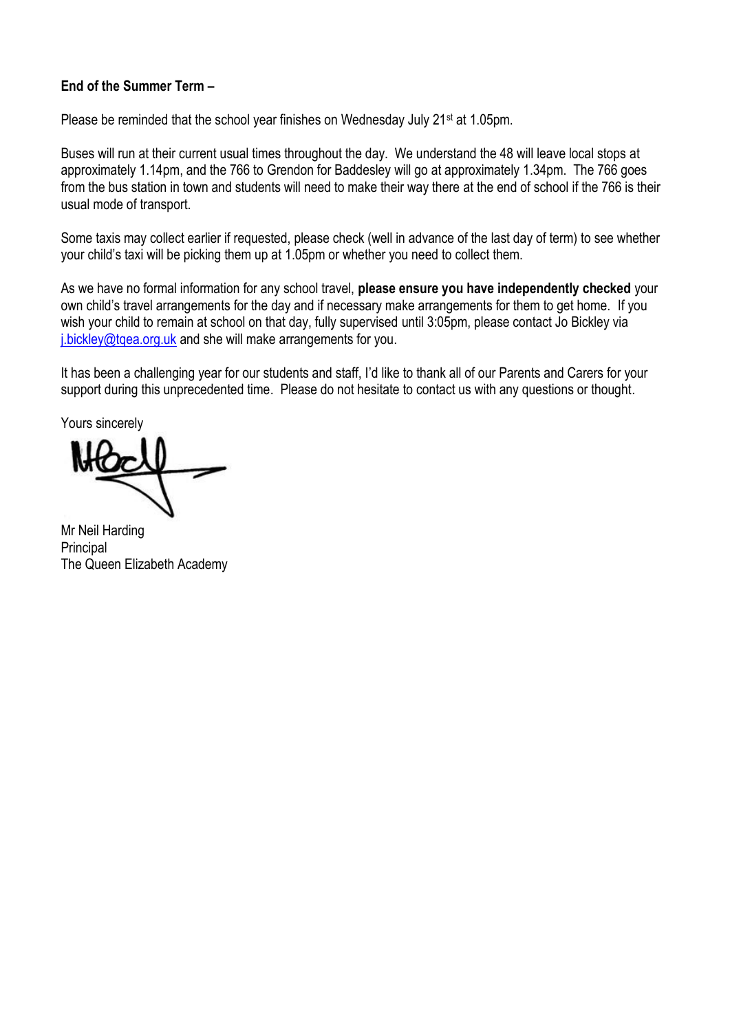**End of the Summer Term –**

Please be reminded that the school year finishes on Wednesday July 21st at 1.05pm.

Buses will run at their current usual times throughout the day. We understand the 48 will leave local stops at approximately 1.14pm, and the 766 to Grendon for Baddesley will go at approximately 1.34pm. The 766 goes from the bus station in town and students will need to make their way there at the end of school if the 766 is their usual mode of transport.

Some taxis may collect earlier if requested, please check (well in advance of the last day of term) to see whether your child's taxi will be picking them up at 1.05pm or whether you need to collect them.

As we have no formal information for any school travel, **please ensure you have independently checked** your own child's travel arrangements for the day and if necessary make arrangements for them to get home. If you wish your child to remain at school on that day, fully supervised until 3:05pm, please contact Jo Bickley via j.bickley@tqea.org.uk and she will make arrangements for you.

It has been a challenging year for our students and staff, I'd like to thank all of our Parents and Carers for your support during this unprecedented time. Please do not hesitate to contact us with any questions or thought.

Yours sincerely

Mr Neil Harding
Principal
The Queen Elizabeth Academy